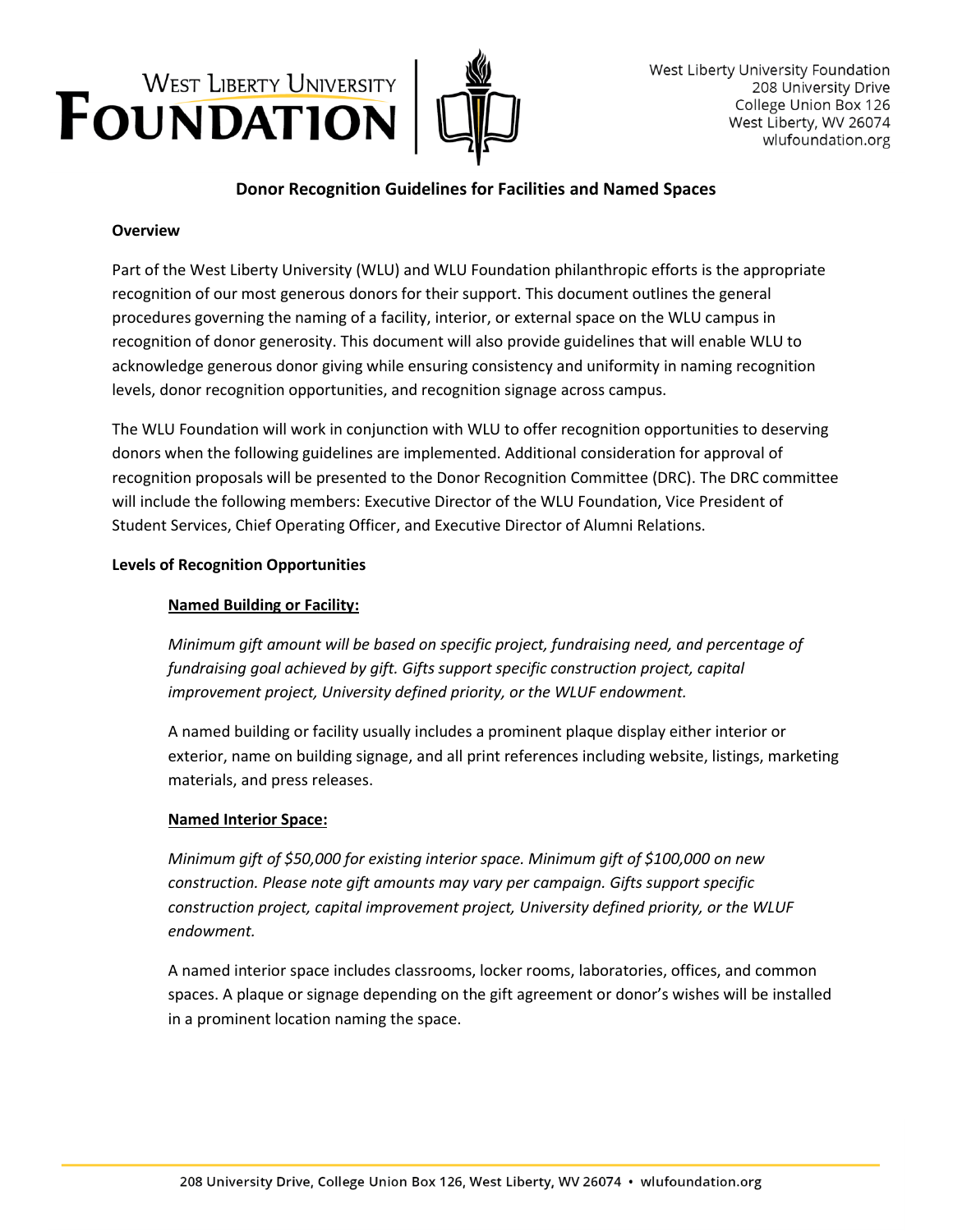# Donor Recognition Guidelines for Facilities and Named Spaces

**Overview**

Part of the West Liberty University (WLU) and WLU Foundation philanthropic efforts is the appropriate recognition of our most generous donors for their support. This document outlines the general procedures governing the naming of a facility, interior, or external space on the WLU campus in recognition of donor generosity. This document will also provide guidelines that will enable WLU to acknowledge generous donor giving while ensuring consistency and uniformity in naming recognition levels, donor recognition opportunities, and recognition signage across campus.

The WLU Foundation will work in conjunction with WLU to offer recognition opportunities to deserving donors when the following guidelines are implemented. Additional consideration for approval of recognition proposals will be presented to the Donor Recognition Committee (DRC). The DRC committee will include the following members: Executive Director of the WLU Foundation, Vice President of Student Services, Chief Operating Officer, and Executive Director of Alumni Relations.

**Levels of Recognition Opportunities**

**Named Building or Facility:**

*Minimum gift amount will be based on specific project, fundraising need, and percentage of fundraising goal achieved by gift. Gifts support specific construction project, capital improvement project, University defined priority, or the WLUF endowment.*

A named building or facility usually includes a prominent plaque display either interior or exterior, name on building signage, and all print references including website, listings, marketing materials, and press releases.

**Named Interior Space:**

*Minimum gift of $50,000 for existing interior space. Minimum gift of $100,000 on new construction. Please note gift amounts may vary per campaign. Gifts support specific construction project, capital improvement project, University defined priority, or the WLUF endowment.*

A named interior space includes classrooms, locker rooms, laboratories, offices, and common spaces. A plaque or signage depending on the gift agreement or donor's wishes will be installed in a prominent location naming the space.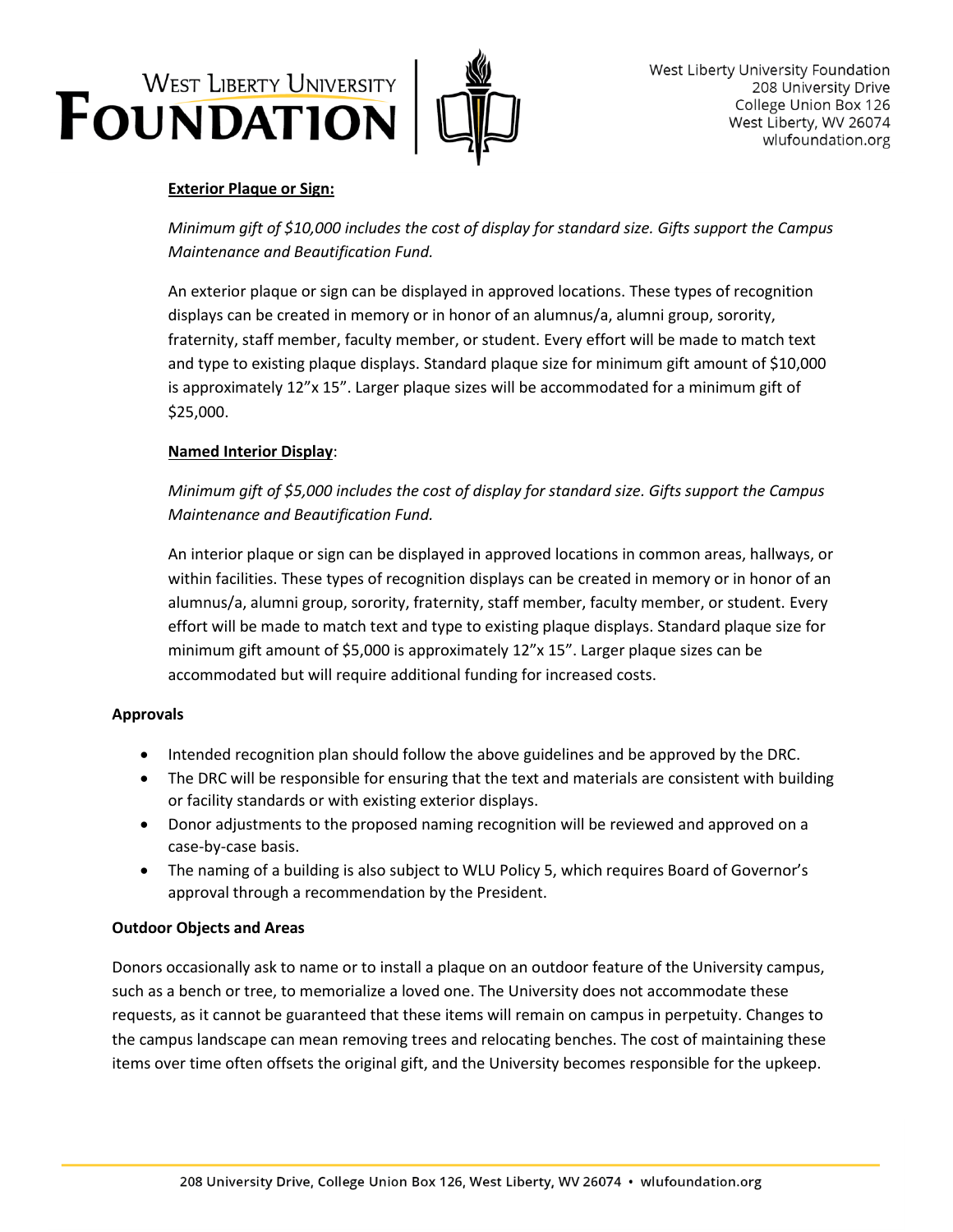**Exterior Plaque or Sign:**

*Minimum gift of $10,000 includes the cost of display for standard size. Gifts support the Campus Maintenance and Beautification Fund.*

An exterior plaque or sign can be displayed in approved locations. These types of recognition displays can be created in memory or in honor of an alumnus/a, alumni group, sorority, fraternity, staff member, faculty member, or student. Every effort will be made to match text and type to existing plaque displays. Standard plaque size for minimum gift amount of $10,000 is approximately 12"x 15". Larger plaque sizes will be accommodated for a minimum gift of $25,000.

**Named Interior Display**:

*Minimum gift of $5,000 includes the cost of display for standard size. Gifts support the Campus Maintenance and Beautification Fund.*

An interior plaque or sign can be displayed in approved locations in common areas, hallways, or within facilities. These types of recognition displays can be created in memory or in honor of an alumnus/a, alumni group, sorority, fraternity, staff member, faculty member, or student. Every effort will be made to match text and type to existing plaque displays. Standard plaque size for minimum gift amount of $5,000 is approximately 12"x 15". Larger plaque sizes can be accommodated but will require additional funding for increased costs.

**Approvals**

- Intended recognition plan should follow the above guidelines and be approved by the DRC.
- The DRC will be responsible for ensuring that the text and materials are consistent with building or facility standards or with existing exterior displays.
- Donor adjustments to the proposed naming recognition will be reviewed and approved on a case-by-case basis.
- The naming of a building is also subject to WLU Policy 5, which requires Board of Governor's approval through a recommendation by the President.

**Outdoor Objects and Areas**

Donors occasionally ask to name or to install a plaque on an outdoor feature of the University campus, such as a bench or tree, to memorialize a loved one. The University does not accommodate these requests, as it cannot be guaranteed that these items will remain on campus in perpetuity. Changes to the campus landscape can mean removing trees and relocating benches. The cost of maintaining these items over time often offsets the original gift, and the University becomes responsible for the upkeep.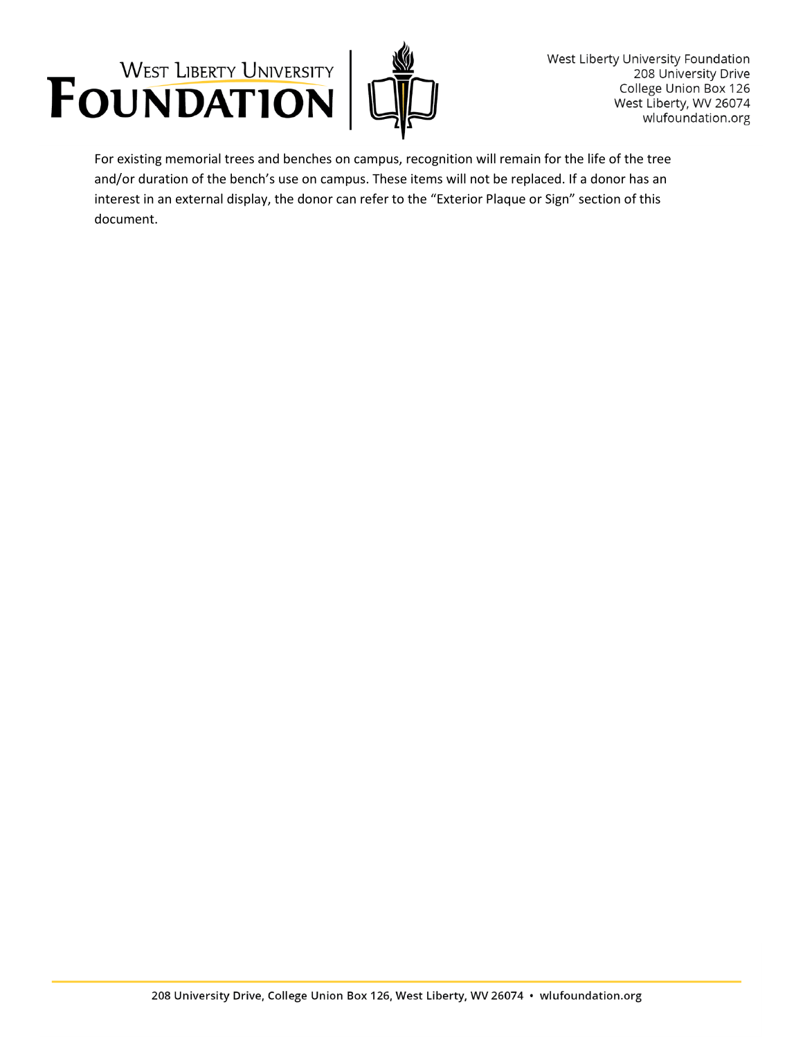For existing memorial trees and benches on campus, recognition will remain for the life of the tree and/or duration of the bench's use on campus. These items will not be replaced. If a donor has an interest in an external display, the donor can refer to the "Exterior Plaque or Sign" section of this document.